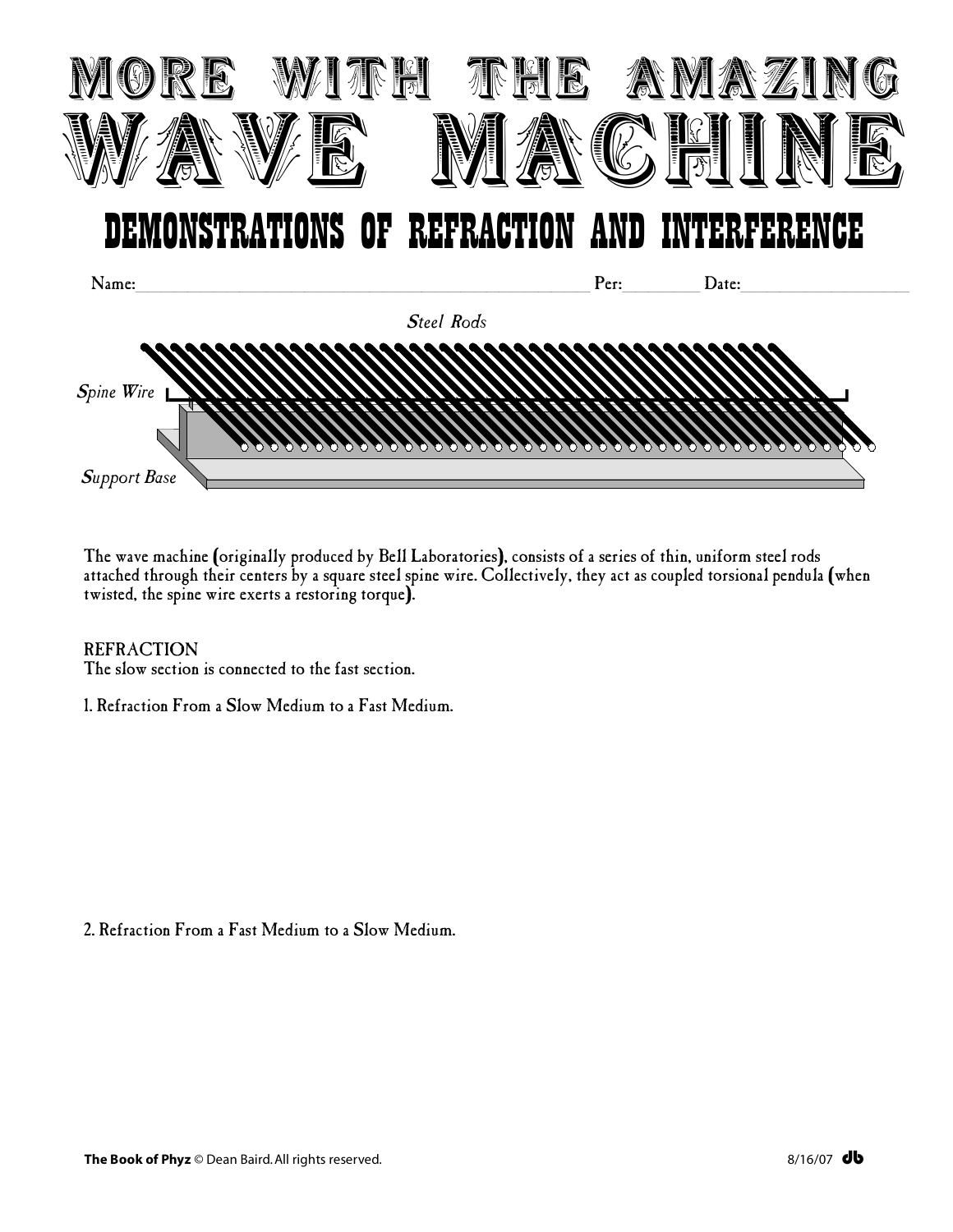# MORE WITH THE AMAZING WAVE MACHINE

## DEMONSTRATIONS OF REFRACTION AND INTERFERENCE

Name:________________________________________ Per:________ Date:________________

*Steel Rods*

*Spine Wire*

*Support Base*

The wave machine (originally produced by Bell Laboratories), consists of a series of thin, uniform steel rods attached through their centers by a square steel spine wire. Collectively, they act as coupled torsional pendula (when twisted, the spine wire exerts a restoring torque).

### REFRACTION

The slow section is connected to the fast section.

1. Refraction From a Slow Medium to a Fast Medium.

2. Refraction From a Fast Medium to a Slow Medium.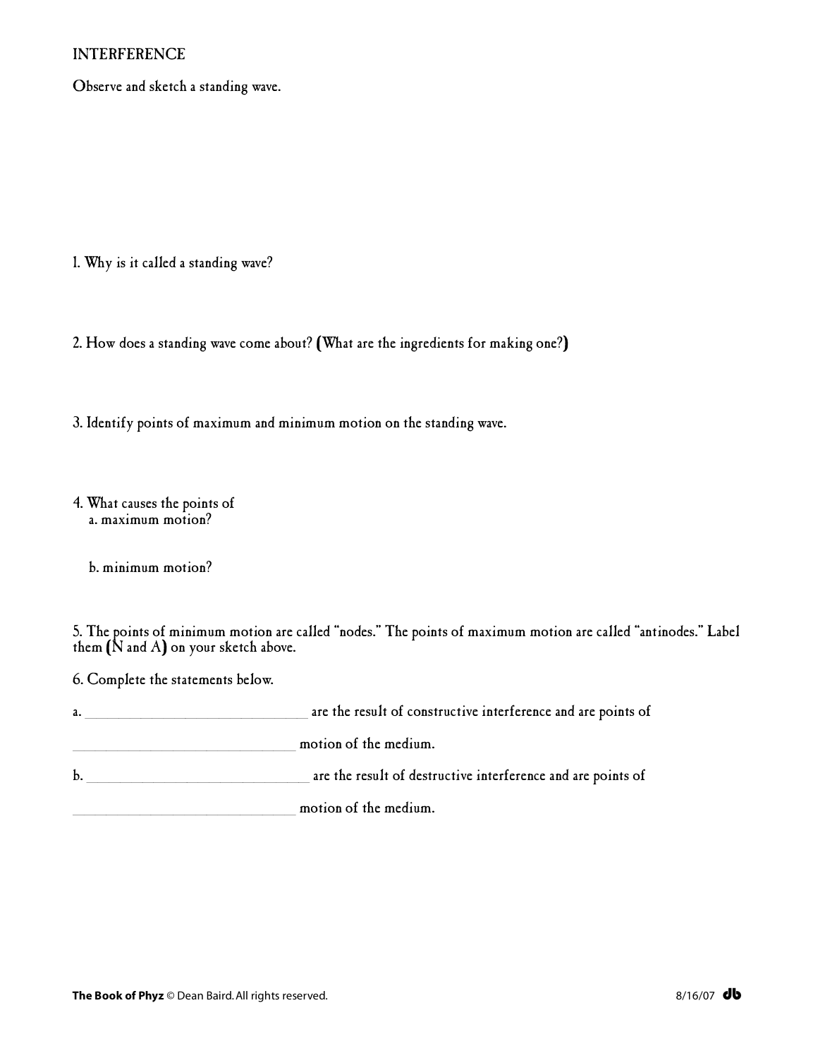# INTERFERENCE

Observe and sketch a standing wave.

1. Why is it called a standing wave?

2. How does a standing wave come about? (What are the ingredients for making one?)

3. Identify points of maximum and minimum motion on the standing wave.

4. What causes the points of
   a. maximum motion?

   b. minimum motion?

5. The points of minimum motion are called "nodes." The points of maximum motion are called "antinodes." Label them (N and A) on your sketch above.

6. Complete the statements below.

a. ______________________________ are the result of constructive interference and are points of

______________________________ motion of the medium.

b. ______________________________ are the result of destructive interference and are points of

______________________________ motion of the medium.

**The Book of Phyz** © Dean Baird. All rights reserved.